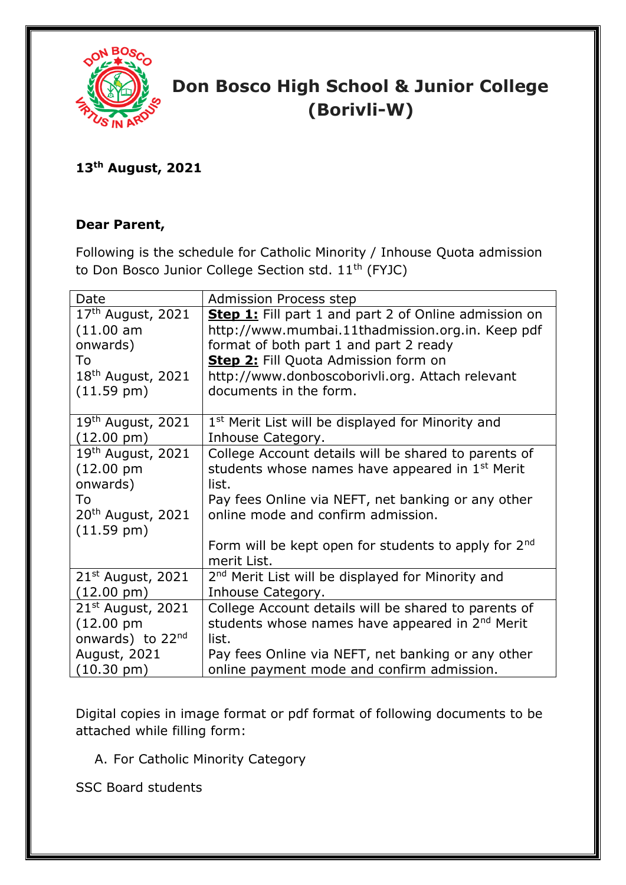# Don Bosco High School & Junior College (Borivli-W)

**13th August, 2021**

**Dear Parent,**

Following is the schedule for Catholic Minority / Inhouse Quota admission to Don Bosco Junior College Section std. 11th (FYJC)

| Date | Admission Process step |
|---|---|
| 17th August, 2021 (11.00 am onwards) To 18th August, 2021 (11.59 pm) | **Step 1:** Fill part 1 and part 2 of Online admission on http://www.mumbai.11thadmission.org.in. Keep pdf format of both part 1 and part 2 ready<br>**Step 2:** Fill Quota Admission form on http://www.donboscoborivli.org. Attach relevant documents in the form. |
| 19th August, 2021 (12.00 pm) | 1st Merit List will be displayed for Minority and Inhouse Category. |
| 19th August, 2021 (12.00 pm onwards) To 20th August, 2021 (11.59 pm) | College Account details will be shared to parents of students whose names have appeared in 1st Merit list.<br>Pay fees Online via NEFT, net banking or any other online mode and confirm admission.<br><br>Form will be kept open for students to apply for 2nd merit List. |
| 21st August, 2021 (12.00 pm) | 2nd Merit List will be displayed for Minority and Inhouse Category. |
| 21st August, 2021 (12.00 pm onwards) to 22nd August, 2021 (10.30 pm) | College Account details will be shared to parents of students whose names have appeared in 2nd Merit list.<br>Pay fees Online via NEFT, net banking or any other online payment mode and confirm admission. |

Digital copies in image format or pdf format of following documents to be attached while filling form:

A. For Catholic Minority Category

SSC Board students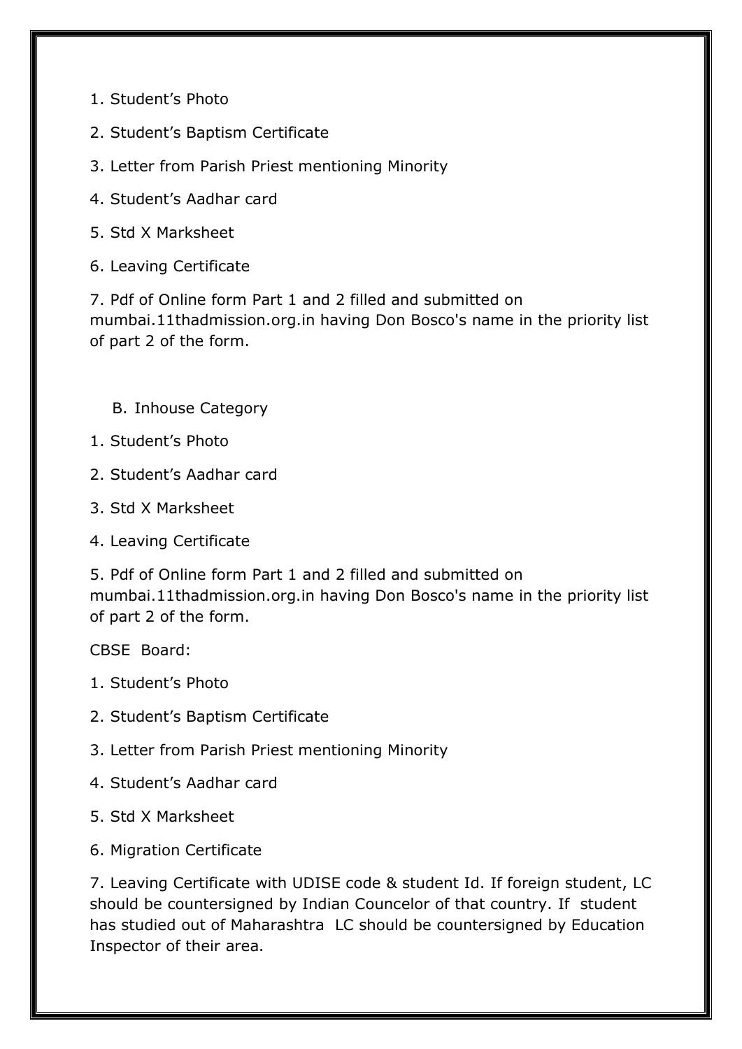1. Student’s Photo
2. Student’s Baptism Certificate
3. Letter from Parish Priest mentioning Minority
4. Student’s Aadhar card
5. Std X Marksheet
6. Leaving Certificate
7. Pdf of Online form Part 1 and 2 filled and submitted on mumbai.11thadmission.org.in having Don Bosco's name in the priority list of part 2 of the form.

B. Inhouse Category

1. Student’s Photo
2. Student’s Aadhar card
3. Std X Marksheet
4. Leaving Certificate
5. Pdf of Online form Part 1 and 2 filled and submitted on mumbai.11thadmission.org.in having Don Bosco's name in the priority list of part 2 of the form.

CBSE Board:

1. Student’s Photo
2. Student’s Baptism Certificate
3. Letter from Parish Priest mentioning Minority
4. Student’s Aadhar card
5. Std X Marksheet
6. Migration Certificate
7. Leaving Certificate with UDISE code & student Id. If foreign student, LC should be countersigned by Indian Councelor of that country. If student has studied out of Maharashtra LC should be countersigned by Education Inspector of their area.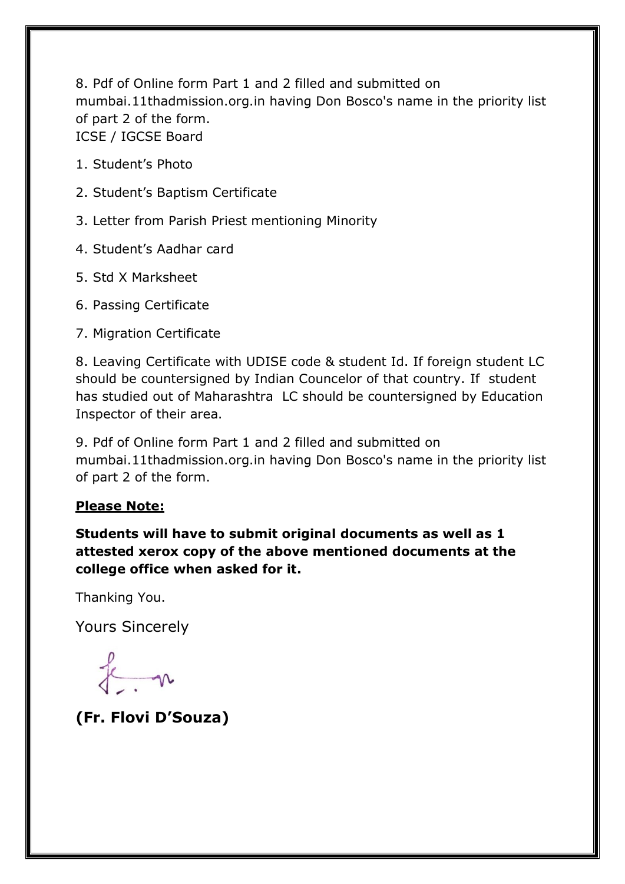8. Pdf of Online form Part 1 and 2 filled and submitted on mumbai.11thadmission.org.in having Don Bosco's name in the priority list of part 2 of the form.

ICSE / IGCSE Board

1. Student's Photo
2. Student's Baptism Certificate
3. Letter from Parish Priest mentioning Minority
4. Student's Aadhar card
5. Std X Marksheet
6. Passing Certificate
7. Migration Certificate
8. Leaving Certificate with UDISE code & student Id. If foreign student LC should be countersigned by Indian Councelor of that country. If student has studied out of Maharashtra LC should be countersigned by Education Inspector of their area.
9. Pdf of Online form Part 1 and 2 filled and submitted on mumbai.11thadmission.org.in having Don Bosco's name in the priority list of part 2 of the form.

**Please Note:**

**Students will have to submit original documents as well as 1 attested xerox copy of the above mentioned documents at the college office when asked for it.**

Thanking You.

Yours Sincerely

**(Fr. Flovi D'Souza)**